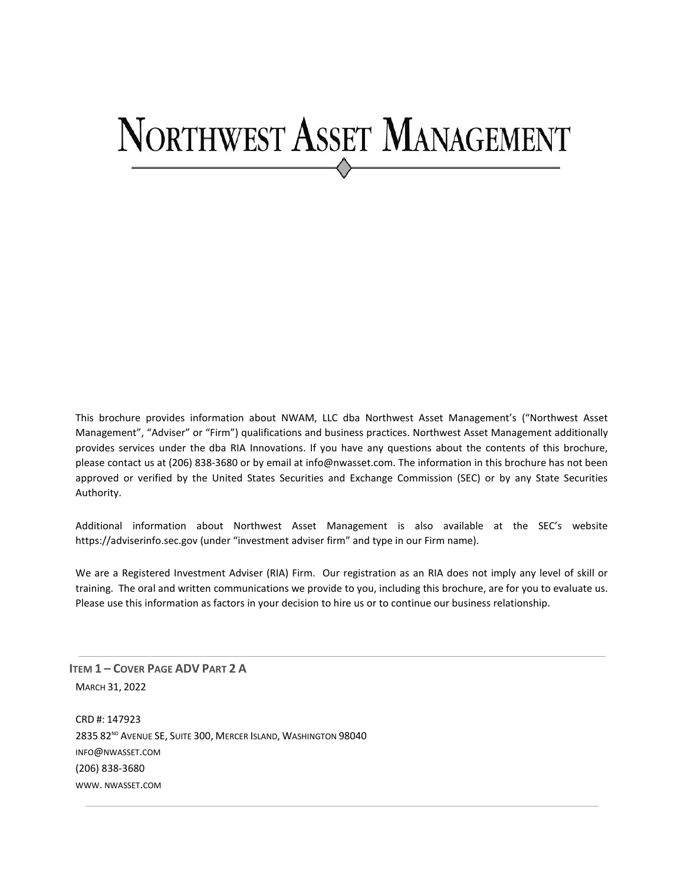# Northwest Asset Management

This brochure provides information about NWAM, LLC dba Northwest Asset Management's ("Northwest Asset Management", "Adviser" or "Firm") qualifications and business practices. Northwest Asset Management additionally provides services under the dba RIA Innovations. If you have any questions about the contents of this brochure, please contact us at (206) 838-3680 or by email at info@nwasset.com. The information in this brochure has not been approved or verified by the United States Securities and Exchange Commission (SEC) or by any State Securities Authority.

Additional information about Northwest Asset Management is also available at the SEC's website https://adviserinfo.sec.gov (under "investment adviser firm" and type in our Firm name).

We are a Registered Investment Adviser (RIA) Firm. Our registration as an RIA does not imply any level of skill or training. The oral and written communications we provide to you, including this brochure, are for you to evaluate us. Please use this information as factors in your decision to hire us or to continue our business relationship.

## Item 1 – Cover Page ADV Part 2 A

March 31, 2022

CRD #: 147923

2835 82ND Avenue SE, Suite 300, Mercer Island, Washington 98040

info@nwasset.com

(206) 838-3680

www. nwasset.com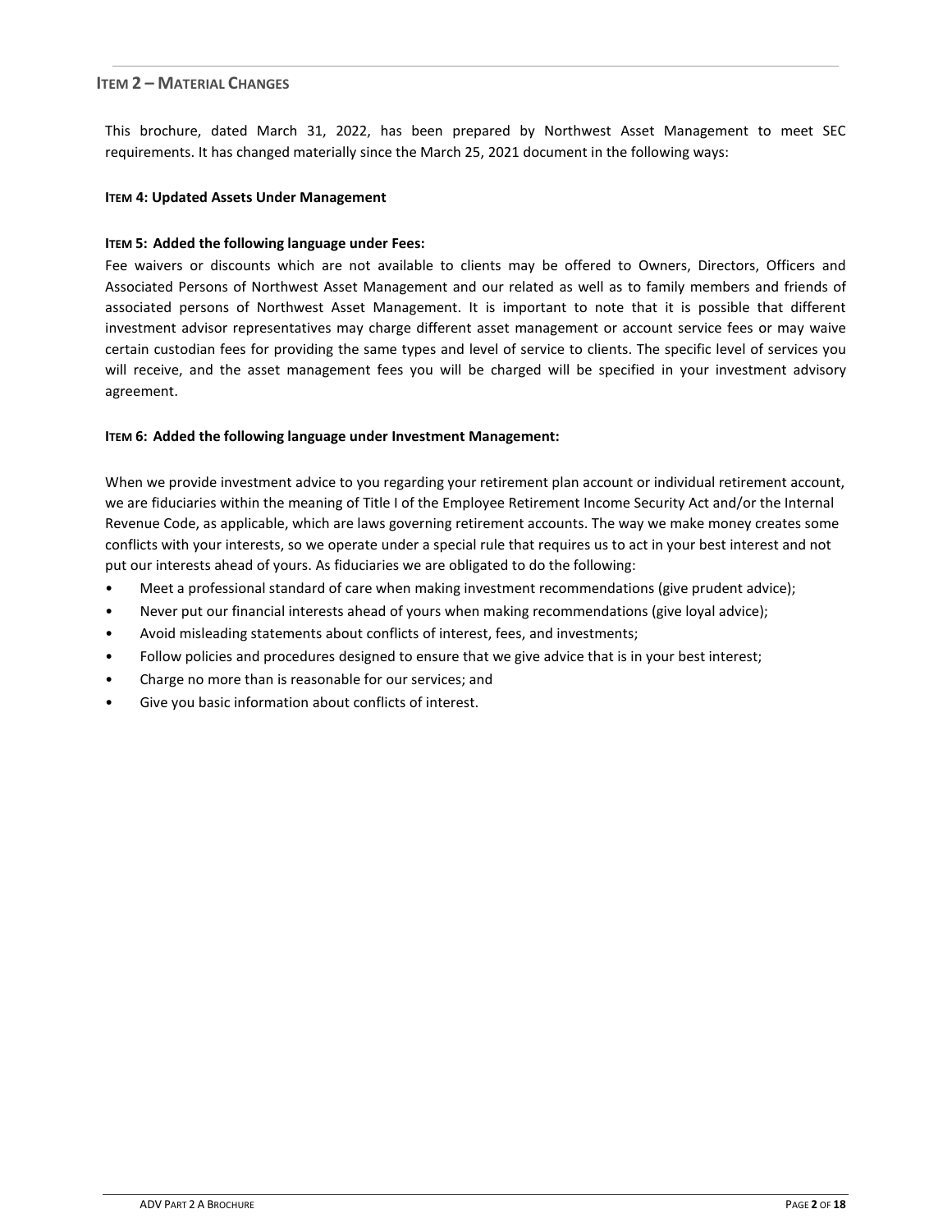## ITEM 2 – MATERIAL CHANGES

This brochure, dated March 31, 2022, has been prepared by Northwest Asset Management to meet SEC requirements. It has changed materially since the March 25, 2021 document in the following ways:

**ITEM 4: Updated Assets Under Management**

**ITEM 5: Added the following language under Fees:**

Fee waivers or discounts which are not available to clients may be offered to Owners, Directors, Officers and Associated Persons of Northwest Asset Management and our related as well as to family members and friends of associated persons of Northwest Asset Management. It is important to note that it is possible that different investment advisor representatives may charge different asset management or account service fees or may waive certain custodian fees for providing the same types and level of service to clients. The specific level of services you will receive, and the asset management fees you will be charged will be specified in your investment advisory agreement.

**ITEM 6: Added the following language under Investment Management:**

When we provide investment advice to you regarding your retirement plan account or individual retirement account, we are fiduciaries within the meaning of Title I of the Employee Retirement Income Security Act and/or the Internal Revenue Code, as applicable, which are laws governing retirement accounts. The way we make money creates some conflicts with your interests, so we operate under a special rule that requires us to act in your best interest and not put our interests ahead of yours. As fiduciaries we are obligated to do the following:

- Meet a professional standard of care when making investment recommendations (give prudent advice);
- Never put our financial interests ahead of yours when making recommendations (give loyal advice);
- Avoid misleading statements about conflicts of interest, fees, and investments;
- Follow policies and procedures designed to ensure that we give advice that is in your best interest;
- Charge no more than is reasonable for our services; and
- Give you basic information about conflicts of interest.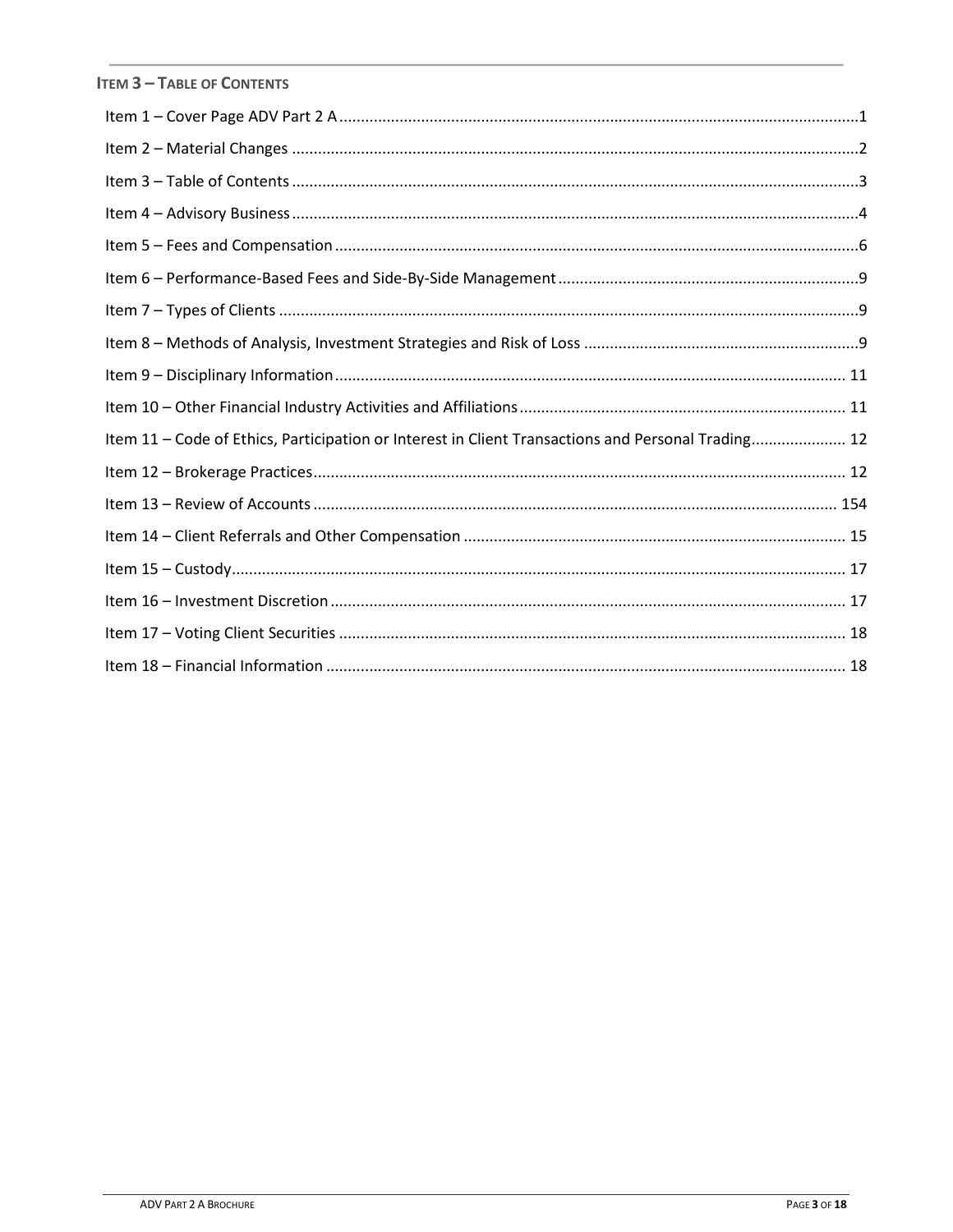## ITEM 3 – TABLE OF CONTENTS

Item 1 – Cover Page ADV Part 2 A ........................................................................................................................1

Item 2 – Material Changes ..................................................................................................................................2

Item 3 – Table of Contents ..................................................................................................................................3

Item 4 – Advisory Business ..................................................................................................................................4

Item 5 – Fees and Compensation ........................................................................................................................6

Item 6 – Performance-Based Fees and Side-By-Side Management ....................................................................9

Item 7 – Types of Clients .....................................................................................................................................9

Item 8 – Methods of Analysis, Investment Strategies and Risk of Loss ...............................................................9

Item 9 – Disciplinary Information ...................................................................................................................... 11

Item 10 – Other Financial Industry Activities and Affiliations ............................................................................ 11

Item 11 – Code of Ethics, Participation or Interest in Client Transactions and Personal Trading...................... 12

Item 12 – Brokerage Practices ........................................................................................................................... 12

Item 13 – Review of Accounts ......................................................................................................................... 154

Item 14 – Client Referrals and Other Compensation ........................................................................................ 15

Item 15 – Custody ............................................................................................................................................. 17

Item 16 – Investment Discretion ....................................................................................................................... 17

Item 17 – Voting Client Securities ..................................................................................................................... 18

Item 18 – Financial Information ........................................................................................................................ 18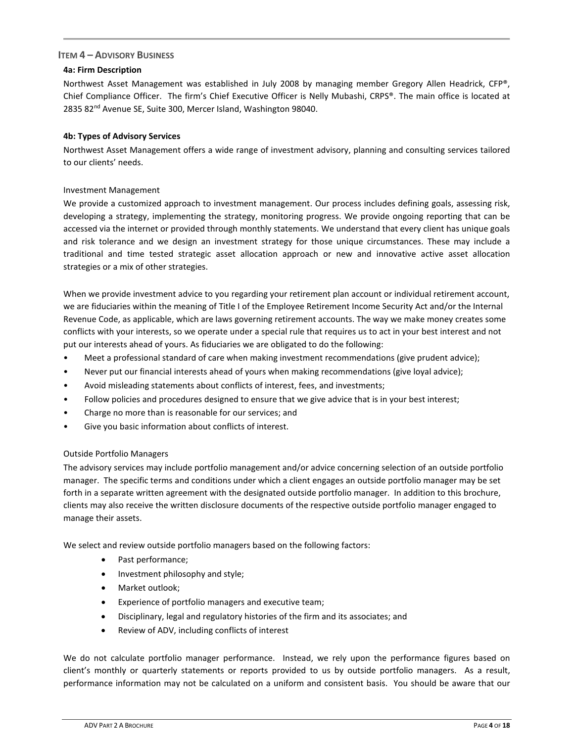## ITEM 4 – ADVISORY BUSINESS

### 4a: Firm Description

Northwest Asset Management was established in July 2008 by managing member Gregory Allen Headrick, CFP®, Chief Compliance Officer. The firm's Chief Executive Officer is Nelly Mubashi, CRPS®. The main office is located at 2835 82nd Avenue SE, Suite 300, Mercer Island, Washington 98040.

### 4b: Types of Advisory Services

Northwest Asset Management offers a wide range of investment advisory, planning and consulting services tailored to our clients' needs.

Investment Management

We provide a customized approach to investment management. Our process includes defining goals, assessing risk, developing a strategy, implementing the strategy, monitoring progress. We provide ongoing reporting that can be accessed via the internet or provided through monthly statements. We understand that every client has unique goals and risk tolerance and we design an investment strategy for those unique circumstances. These may include a traditional and time tested strategic asset allocation approach or new and innovative active asset allocation strategies or a mix of other strategies.

When we provide investment advice to you regarding your retirement plan account or individual retirement account, we are fiduciaries within the meaning of Title I of the Employee Retirement Income Security Act and/or the Internal Revenue Code, as applicable, which are laws governing retirement accounts. The way we make money creates some conflicts with your interests, so we operate under a special rule that requires us to act in your best interest and not put our interests ahead of yours. As fiduciaries we are obligated to do the following:

- Meet a professional standard of care when making investment recommendations (give prudent advice);
- Never put our financial interests ahead of yours when making recommendations (give loyal advice);
- Avoid misleading statements about conflicts of interest, fees, and investments;
- Follow policies and procedures designed to ensure that we give advice that is in your best interest;
- Charge no more than is reasonable for our services; and
- Give you basic information about conflicts of interest.

Outside Portfolio Managers

The advisory services may include portfolio management and/or advice concerning selection of an outside portfolio manager. The specific terms and conditions under which a client engages an outside portfolio manager may be set forth in a separate written agreement with the designated outside portfolio manager. In addition to this brochure, clients may also receive the written disclosure documents of the respective outside portfolio manager engaged to manage their assets.

We select and review outside portfolio managers based on the following factors:

- Past performance;
- Investment philosophy and style;
- Market outlook;
- Experience of portfolio managers and executive team;
- Disciplinary, legal and regulatory histories of the firm and its associates; and
- Review of ADV, including conflicts of interest

We do not calculate portfolio manager performance. Instead, we rely upon the performance figures based on client's monthly or quarterly statements or reports provided to us by outside portfolio managers. As a result, performance information may not be calculated on a uniform and consistent basis. You should be aware that our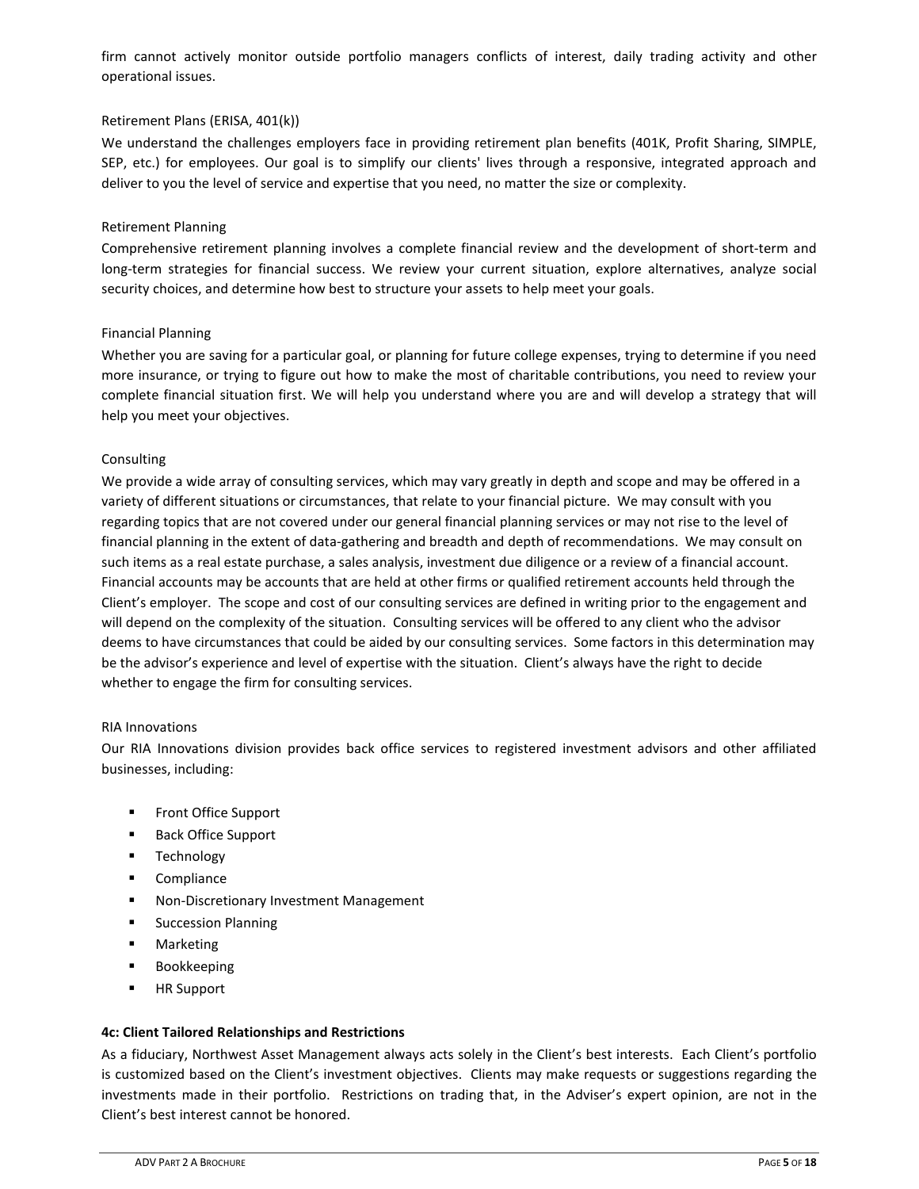firm cannot actively monitor outside portfolio managers conflicts of interest, daily trading activity and other operational issues.

### Retirement Plans (ERISA, 401(k))

We understand the challenges employers face in providing retirement plan benefits (401K, Profit Sharing, SIMPLE, SEP, etc.) for employees. Our goal is to simplify our clients' lives through a responsive, integrated approach and deliver to you the level of service and expertise that you need, no matter the size or complexity.

### Retirement Planning

Comprehensive retirement planning involves a complete financial review and the development of short-term and long-term strategies for financial success. We review your current situation, explore alternatives, analyze social security choices, and determine how best to structure your assets to help meet your goals.

### Financial Planning

Whether you are saving for a particular goal, or planning for future college expenses, trying to determine if you need more insurance, or trying to figure out how to make the most of charitable contributions, you need to review your complete financial situation first. We will help you understand where you are and will develop a strategy that will help you meet your objectives.

### Consulting

We provide a wide array of consulting services, which may vary greatly in depth and scope and may be offered in a variety of different situations or circumstances, that relate to your financial picture. We may consult with you regarding topics that are not covered under our general financial planning services or may not rise to the level of financial planning in the extent of data-gathering and breadth and depth of recommendations. We may consult on such items as a real estate purchase, a sales analysis, investment due diligence or a review of a financial account. Financial accounts may be accounts that are held at other firms or qualified retirement accounts held through the Client's employer. The scope and cost of our consulting services are defined in writing prior to the engagement and will depend on the complexity of the situation. Consulting services will be offered to any client who the advisor deems to have circumstances that could be aided by our consulting services. Some factors in this determination may be the advisor's experience and level of expertise with the situation. Client's always have the right to decide whether to engage the firm for consulting services.

### RIA Innovations

Our RIA Innovations division provides back office services to registered investment advisors and other affiliated businesses, including:

- Front Office Support
- Back Office Support
- Technology
- Compliance
- Non-Discretionary Investment Management
- Succession Planning
- Marketing
- Bookkeeping
- HR Support

**4c: Client Tailored Relationships and Restrictions**

As a fiduciary, Northwest Asset Management always acts solely in the Client's best interests. Each Client's portfolio is customized based on the Client's investment objectives. Clients may make requests or suggestions regarding the investments made in their portfolio. Restrictions on trading that, in the Adviser's expert opinion, are not in the Client's best interest cannot be honored.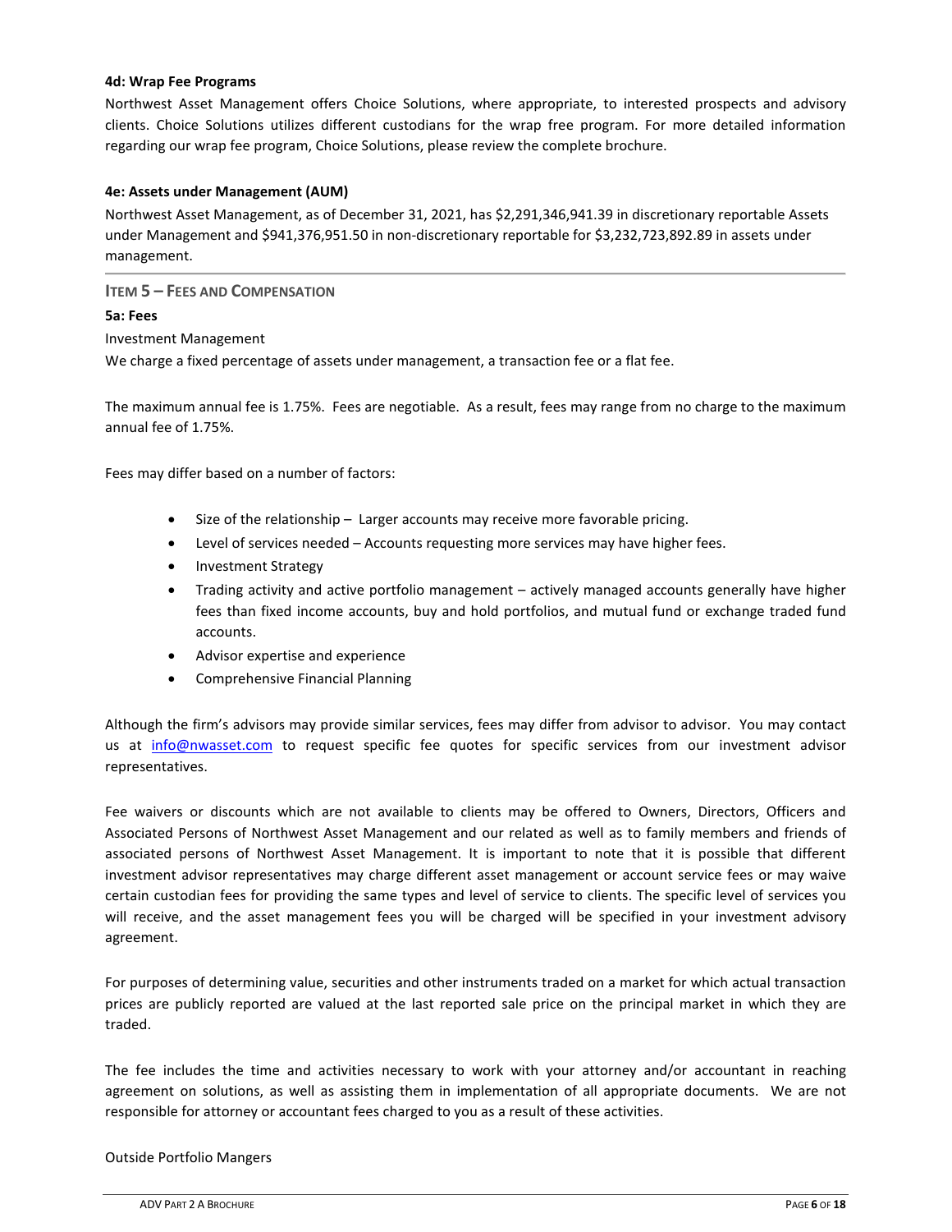#### 4d: Wrap Fee Programs

Northwest Asset Management offers Choice Solutions, where appropriate, to interested prospects and advisory clients. Choice Solutions utilizes different custodians for the wrap free program. For more detailed information regarding our wrap fee program, Choice Solutions, please review the complete brochure.

#### 4e: Assets under Management (AUM)

Northwest Asset Management, as of December 31, 2021, has $2,291,346,941.39 in discretionary reportable Assets under Management and $941,376,951.50 in non-discretionary reportable for $3,232,723,892.89 in assets under management.

---

## ITEM 5 – FEES AND COMPENSATION

#### 5a: Fees

Investment Management

We charge a fixed percentage of assets under management, a transaction fee or a flat fee.

The maximum annual fee is 1.75%. Fees are negotiable. As a result, fees may range from no charge to the maximum annual fee of 1.75%.

Fees may differ based on a number of factors:

- Size of the relationship – Larger accounts may receive more favorable pricing.
- Level of services needed – Accounts requesting more services may have higher fees.
- Investment Strategy
- Trading activity and active portfolio management – actively managed accounts generally have higher fees than fixed income accounts, buy and hold portfolios, and mutual fund or exchange traded fund accounts.
- Advisor expertise and experience
- Comprehensive Financial Planning

Although the firm's advisors may provide similar services, fees may differ from advisor to advisor. You may contact us at info@nwasset.com to request specific fee quotes for specific services from our investment advisor representatives.

Fee waivers or discounts which are not available to clients may be offered to Owners, Directors, Officers and Associated Persons of Northwest Asset Management and our related as well as to family members and friends of associated persons of Northwest Asset Management. It is important to note that it is possible that different investment advisor representatives may charge different asset management or account service fees or may waive certain custodian fees for providing the same types and level of service to clients. The specific level of services you will receive, and the asset management fees you will be charged will be specified in your investment advisory agreement.

For purposes of determining value, securities and other instruments traded on a market for which actual transaction prices are publicly reported are valued at the last reported sale price on the principal market in which they are traded.

The fee includes the time and activities necessary to work with your attorney and/or accountant in reaching agreement on solutions, as well as assisting them in implementation of all appropriate documents. We are not responsible for attorney or accountant fees charged to you as a result of these activities.

Outside Portfolio Mangers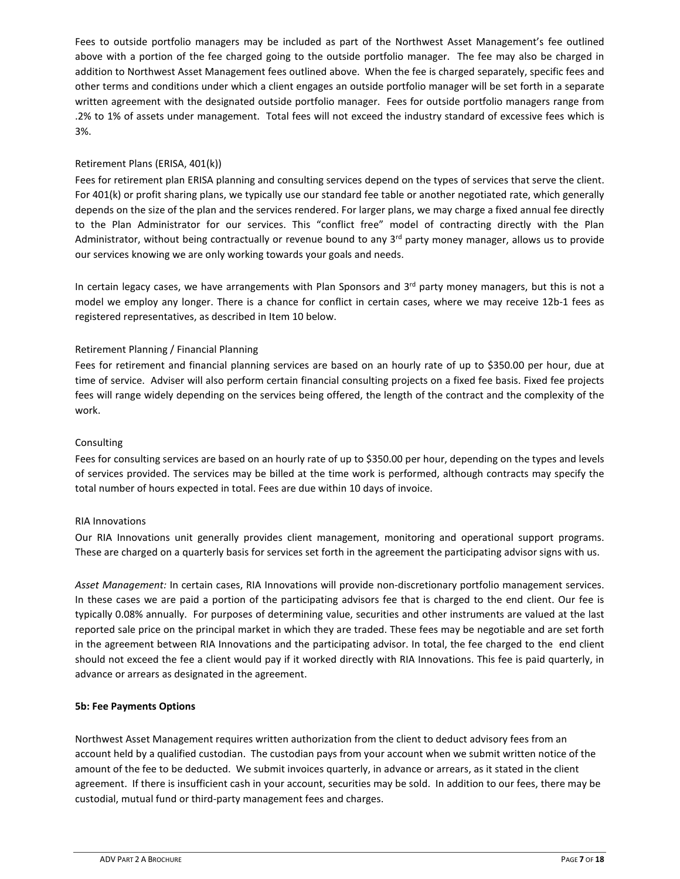Fees to outside portfolio managers may be included as part of the Northwest Asset Management's fee outlined above with a portion of the fee charged going to the outside portfolio manager. The fee may also be charged in addition to Northwest Asset Management fees outlined above. When the fee is charged separately, specific fees and other terms and conditions under which a client engages an outside portfolio manager will be set forth in a separate written agreement with the designated outside portfolio manager. Fees for outside portfolio managers range from .2% to 1% of assets under management. Total fees will not exceed the industry standard of excessive fees which is 3%.

Retirement Plans (ERISA, 401(k))

Fees for retirement plan ERISA planning and consulting services depend on the types of services that serve the client. For 401(k) or profit sharing plans, we typically use our standard fee table or another negotiated rate, which generally depends on the size of the plan and the services rendered. For larger plans, we may charge a fixed annual fee directly to the Plan Administrator for our services. This "conflict free" model of contracting directly with the Plan Administrator, without being contractually or revenue bound to any 3rd party money manager, allows us to provide our services knowing we are only working towards your goals and needs.

In certain legacy cases, we have arrangements with Plan Sponsors and 3rd party money managers, but this is not a model we employ any longer. There is a chance for conflict in certain cases, where we may receive 12b-1 fees as registered representatives, as described in Item 10 below.

Retirement Planning / Financial Planning

Fees for retirement and financial planning services are based on an hourly rate of up to $350.00 per hour, due at time of service. Adviser will also perform certain financial consulting projects on a fixed fee basis. Fixed fee projects fees will range widely depending on the services being offered, the length of the contract and the complexity of the work.

Consulting

Fees for consulting services are based on an hourly rate of up to $350.00 per hour, depending on the types and levels of services provided. The services may be billed at the time work is performed, although contracts may specify the total number of hours expected in total. Fees are due within 10 days of invoice.

RIA Innovations

Our RIA Innovations unit generally provides client management, monitoring and operational support programs. These are charged on a quarterly basis for services set forth in the agreement the participating advisor signs with us.

*Asset Management:* In certain cases, RIA Innovations will provide non-discretionary portfolio management services. In these cases we are paid a portion of the participating advisors fee that is charged to the end client. Our fee is typically 0.08% annually. For purposes of determining value, securities and other instruments are valued at the last reported sale price on the principal market in which they are traded. These fees may be negotiable and are set forth in the agreement between RIA Innovations and the participating advisor. In total, the fee charged to the end client should not exceed the fee a client would pay if it worked directly with RIA Innovations. This fee is paid quarterly, in advance or arrears as designated in the agreement.

**5b: Fee Payments Options**

Northwest Asset Management requires written authorization from the client to deduct advisory fees from an account held by a qualified custodian. The custodian pays from your account when we submit written notice of the amount of the fee to be deducted. We submit invoices quarterly, in advance or arrears, as it stated in the client agreement. If there is insufficient cash in your account, securities may be sold. In addition to our fees, there may be custodial, mutual fund or third-party management fees and charges.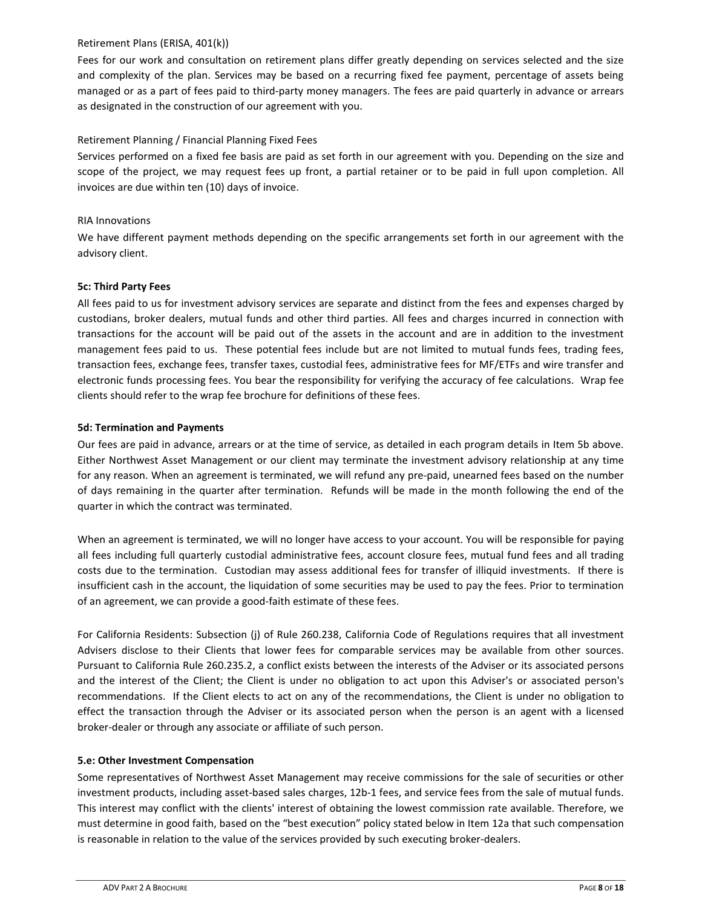Retirement Plans (ERISA, 401(k))

Fees for our work and consultation on retirement plans differ greatly depending on services selected and the size and complexity of the plan. Services may be based on a recurring fixed fee payment, percentage of assets being managed or as a part of fees paid to third-party money managers. The fees are paid quarterly in advance or arrears as designated in the construction of our agreement with you.

Retirement Planning / Financial Planning Fixed Fees

Services performed on a fixed fee basis are paid as set forth in our agreement with you. Depending on the size and scope of the project, we may request fees up front, a partial retainer or to be paid in full upon completion. All invoices are due within ten (10) days of invoice.

RIA Innovations

We have different payment methods depending on the specific arrangements set forth in our agreement with the advisory client.

**5c: Third Party Fees**

All fees paid to us for investment advisory services are separate and distinct from the fees and expenses charged by custodians, broker dealers, mutual funds and other third parties. All fees and charges incurred in connection with transactions for the account will be paid out of the assets in the account and are in addition to the investment management fees paid to us. These potential fees include but are not limited to mutual funds fees, trading fees, transaction fees, exchange fees, transfer taxes, custodial fees, administrative fees for MF/ETFs and wire transfer and electronic funds processing fees. You bear the responsibility for verifying the accuracy of fee calculations. Wrap fee clients should refer to the wrap fee brochure for definitions of these fees.

**5d: Termination and Payments**

Our fees are paid in advance, arrears or at the time of service, as detailed in each program details in Item 5b above. Either Northwest Asset Management or our client may terminate the investment advisory relationship at any time for any reason. When an agreement is terminated, we will refund any pre-paid, unearned fees based on the number of days remaining in the quarter after termination. Refunds will be made in the month following the end of the quarter in which the contract was terminated.

When an agreement is terminated, we will no longer have access to your account. You will be responsible for paying all fees including full quarterly custodial administrative fees, account closure fees, mutual fund fees and all trading costs due to the termination. Custodian may assess additional fees for transfer of illiquid investments. If there is insufficient cash in the account, the liquidation of some securities may be used to pay the fees. Prior to termination of an agreement, we can provide a good-faith estimate of these fees.

For California Residents: Subsection (j) of Rule 260.238, California Code of Regulations requires that all investment Advisers disclose to their Clients that lower fees for comparable services may be available from other sources. Pursuant to California Rule 260.235.2, a conflict exists between the interests of the Adviser or its associated persons and the interest of the Client; the Client is under no obligation to act upon this Adviser's or associated person's recommendations. If the Client elects to act on any of the recommendations, the Client is under no obligation to effect the transaction through the Adviser or its associated person when the person is an agent with a licensed broker-dealer or through any associate or affiliate of such person.

**5.e: Other Investment Compensation**

Some representatives of Northwest Asset Management may receive commissions for the sale of securities or other investment products, including asset-based sales charges, 12b-1 fees, and service fees from the sale of mutual funds. This interest may conflict with the clients' interest of obtaining the lowest commission rate available. Therefore, we must determine in good faith, based on the "best execution" policy stated below in Item 12a that such compensation is reasonable in relation to the value of the services provided by such executing broker-dealers.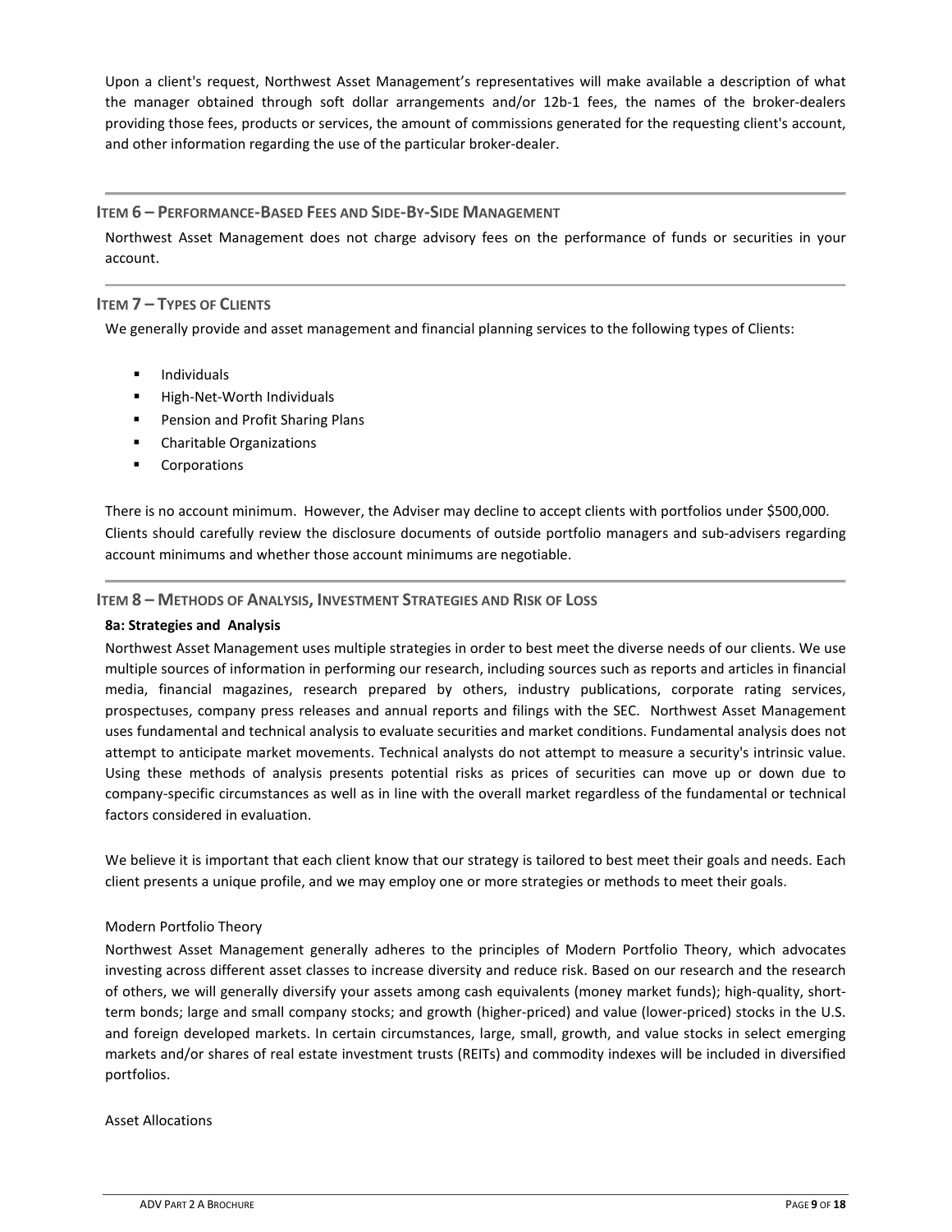Upon a client's request, Northwest Asset Management's representatives will make available a description of what the manager obtained through soft dollar arrangements and/or 12b-1 fees, the names of the broker-dealers providing those fees, products or services, the amount of commissions generated for the requesting client's account, and other information regarding the use of the particular broker-dealer.

## ITEM 6 – PERFORMANCE-BASED FEES AND SIDE-BY-SIDE MANAGEMENT

Northwest Asset Management does not charge advisory fees on the performance of funds or securities in your account.

## ITEM 7 – TYPES OF CLIENTS

We generally provide and asset management and financial planning services to the following types of Clients:

- Individuals
- High-Net-Worth Individuals
- Pension and Profit Sharing Plans
- Charitable Organizations
- Corporations

There is no account minimum. However, the Adviser may decline to accept clients with portfolios under $500,000. Clients should carefully review the disclosure documents of outside portfolio managers and sub-advisers regarding account minimums and whether those account minimums are negotiable.

## ITEM 8 – METHODS OF ANALYSIS, INVESTMENT STRATEGIES AND RISK OF LOSS

### 8a: Strategies and Analysis

Northwest Asset Management uses multiple strategies in order to best meet the diverse needs of our clients. We use multiple sources of information in performing our research, including sources such as reports and articles in financial media, financial magazines, research prepared by others, industry publications, corporate rating services, prospectuses, company press releases and annual reports and filings with the SEC. Northwest Asset Management uses fundamental and technical analysis to evaluate securities and market conditions. Fundamental analysis does not attempt to anticipate market movements. Technical analysts do not attempt to measure a security's intrinsic value. Using these methods of analysis presents potential risks as prices of securities can move up or down due to company-specific circumstances as well as in line with the overall market regardless of the fundamental or technical factors considered in evaluation.

We believe it is important that each client know that our strategy is tailored to best meet their goals and needs. Each client presents a unique profile, and we may employ one or more strategies or methods to meet their goals.

Modern Portfolio Theory

Northwest Asset Management generally adheres to the principles of Modern Portfolio Theory, which advocates investing across different asset classes to increase diversity and reduce risk. Based on our research and the research of others, we will generally diversify your assets among cash equivalents (money market funds); high-quality, short-term bonds; large and small company stocks; and growth (higher-priced) and value (lower-priced) stocks in the U.S. and foreign developed markets. In certain circumstances, large, small, growth, and value stocks in select emerging markets and/or shares of real estate investment trusts (REITs) and commodity indexes will be included in diversified portfolios.

Asset Allocations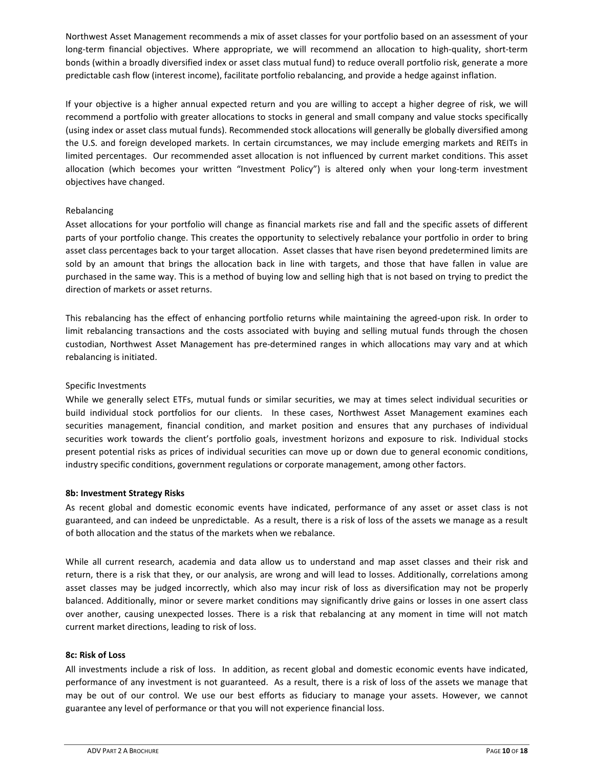Northwest Asset Management recommends a mix of asset classes for your portfolio based on an assessment of your long-term financial objectives. Where appropriate, we will recommend an allocation to high-quality, short-term bonds (within a broadly diversified index or asset class mutual fund) to reduce overall portfolio risk, generate a more predictable cash flow (interest income), facilitate portfolio rebalancing, and provide a hedge against inflation.

If your objective is a higher annual expected return and you are willing to accept a higher degree of risk, we will recommend a portfolio with greater allocations to stocks in general and small company and value stocks specifically (using index or asset class mutual funds). Recommended stock allocations will generally be globally diversified among the U.S. and foreign developed markets. In certain circumstances, we may include emerging markets and REITs in limited percentages. Our recommended asset allocation is not influenced by current market conditions. This asset allocation (which becomes your written "Investment Policy") is altered only when your long-term investment objectives have changed.

Rebalancing

Asset allocations for your portfolio will change as financial markets rise and fall and the specific assets of different parts of your portfolio change. This creates the opportunity to selectively rebalance your portfolio in order to bring asset class percentages back to your target allocation. Asset classes that have risen beyond predetermined limits are sold by an amount that brings the allocation back in line with targets, and those that have fallen in value are purchased in the same way. This is a method of buying low and selling high that is not based on trying to predict the direction of markets or asset returns.

This rebalancing has the effect of enhancing portfolio returns while maintaining the agreed-upon risk. In order to limit rebalancing transactions and the costs associated with buying and selling mutual funds through the chosen custodian, Northwest Asset Management has pre-determined ranges in which allocations may vary and at which rebalancing is initiated.

Specific Investments

While we generally select ETFs, mutual funds or similar securities, we may at times select individual securities or build individual stock portfolios for our clients. In these cases, Northwest Asset Management examines each securities management, financial condition, and market position and ensures that any purchases of individual securities work towards the client's portfolio goals, investment horizons and exposure to risk. Individual stocks present potential risks as prices of individual securities can move up or down due to general economic conditions, industry specific conditions, government regulations or corporate management, among other factors.

**8b: Investment Strategy Risks**

As recent global and domestic economic events have indicated, performance of any asset or asset class is not guaranteed, and can indeed be unpredictable. As a result, there is a risk of loss of the assets we manage as a result of both allocation and the status of the markets when we rebalance.

While all current research, academia and data allow us to understand and map asset classes and their risk and return, there is a risk that they, or our analysis, are wrong and will lead to losses. Additionally, correlations among asset classes may be judged incorrectly, which also may incur risk of loss as diversification may not be properly balanced. Additionally, minor or severe market conditions may significantly drive gains or losses in one assert class over another, causing unexpected losses. There is a risk that rebalancing at any moment in time will not match current market directions, leading to risk of loss.

**8c: Risk of Loss**

All investments include a risk of loss. In addition, as recent global and domestic economic events have indicated, performance of any investment is not guaranteed. As a result, there is a risk of loss of the assets we manage that may be out of our control. We use our best efforts as fiduciary to manage your assets. However, we cannot guarantee any level of performance or that you will not experience financial loss.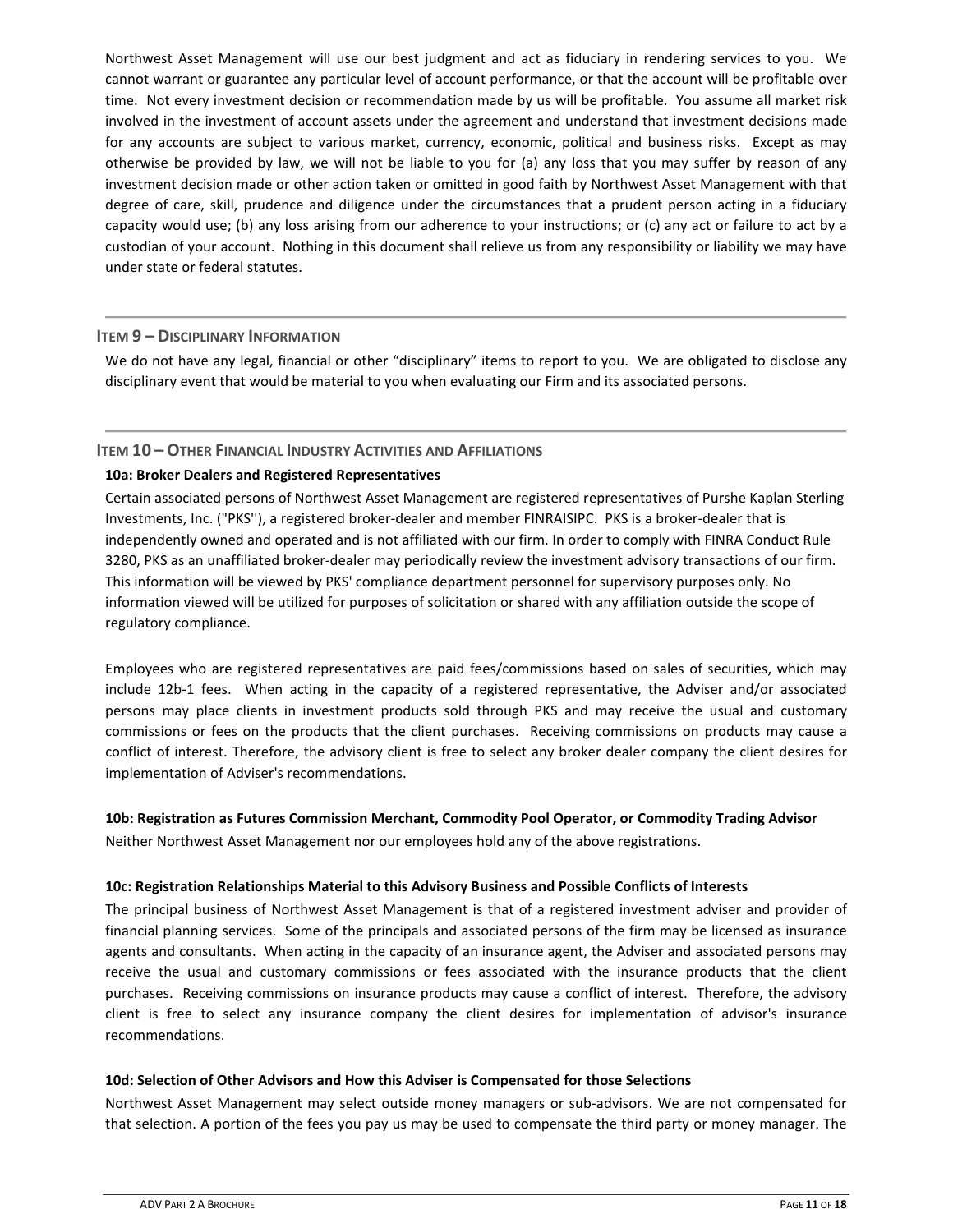Northwest Asset Management will use our best judgment and act as fiduciary in rendering services to you. We cannot warrant or guarantee any particular level of account performance, or that the account will be profitable over time. Not every investment decision or recommendation made by us will be profitable. You assume all market risk involved in the investment of account assets under the agreement and understand that investment decisions made for any accounts are subject to various market, currency, economic, political and business risks. Except as may otherwise be provided by law, we will not be liable to you for (a) any loss that you may suffer by reason of any investment decision made or other action taken or omitted in good faith by Northwest Asset Management with that degree of care, skill, prudence and diligence under the circumstances that a prudent person acting in a fiduciary capacity would use; (b) any loss arising from our adherence to your instructions; or (c) any act or failure to act by a custodian of your account. Nothing in this document shall relieve us from any responsibility or liability we may have under state or federal statutes.

## Item 9 – Disciplinary Information

We do not have any legal, financial or other "disciplinary" items to report to you. We are obligated to disclose any disciplinary event that would be material to you when evaluating our Firm and its associated persons.

## Item 10 – Other Financial Industry Activities and Affiliations

**10a: Broker Dealers and Registered Representatives**

Certain associated persons of Northwest Asset Management are registered representatives of Purshe Kaplan Sterling Investments, Inc. ("PKS''), a registered broker-dealer and member FINRAISIPC. PKS is a broker-dealer that is independently owned and operated and is not affiliated with our firm. In order to comply with FINRA Conduct Rule 3280, PKS as an unaffiliated broker-dealer may periodically review the investment advisory transactions of our firm. This information will be viewed by PKS' compliance department personnel for supervisory purposes only. No information viewed will be utilized for purposes of solicitation or shared with any affiliation outside the scope of regulatory compliance.

Employees who are registered representatives are paid fees/commissions based on sales of securities, which may include 12b-1 fees. When acting in the capacity of a registered representative, the Adviser and/or associated persons may place clients in investment products sold through PKS and may receive the usual and customary commissions or fees on the products that the client purchases. Receiving commissions on products may cause a conflict of interest. Therefore, the advisory client is free to select any broker dealer company the client desires for implementation of Adviser's recommendations.

**10b: Registration as Futures Commission Merchant, Commodity Pool Operator, or Commodity Trading Advisor**

Neither Northwest Asset Management nor our employees hold any of the above registrations.

**10c: Registration Relationships Material to this Advisory Business and Possible Conflicts of Interests**

The principal business of Northwest Asset Management is that of a registered investment adviser and provider of financial planning services. Some of the principals and associated persons of the firm may be licensed as insurance agents and consultants. When acting in the capacity of an insurance agent, the Adviser and associated persons may receive the usual and customary commissions or fees associated with the insurance products that the client purchases. Receiving commissions on insurance products may cause a conflict of interest. Therefore, the advisory client is free to select any insurance company the client desires for implementation of advisor's insurance recommendations.

**10d: Selection of Other Advisors and How this Adviser is Compensated for those Selections**

Northwest Asset Management may select outside money managers or sub-advisors. We are not compensated for that selection. A portion of the fees you pay us may be used to compensate the third party or money manager. The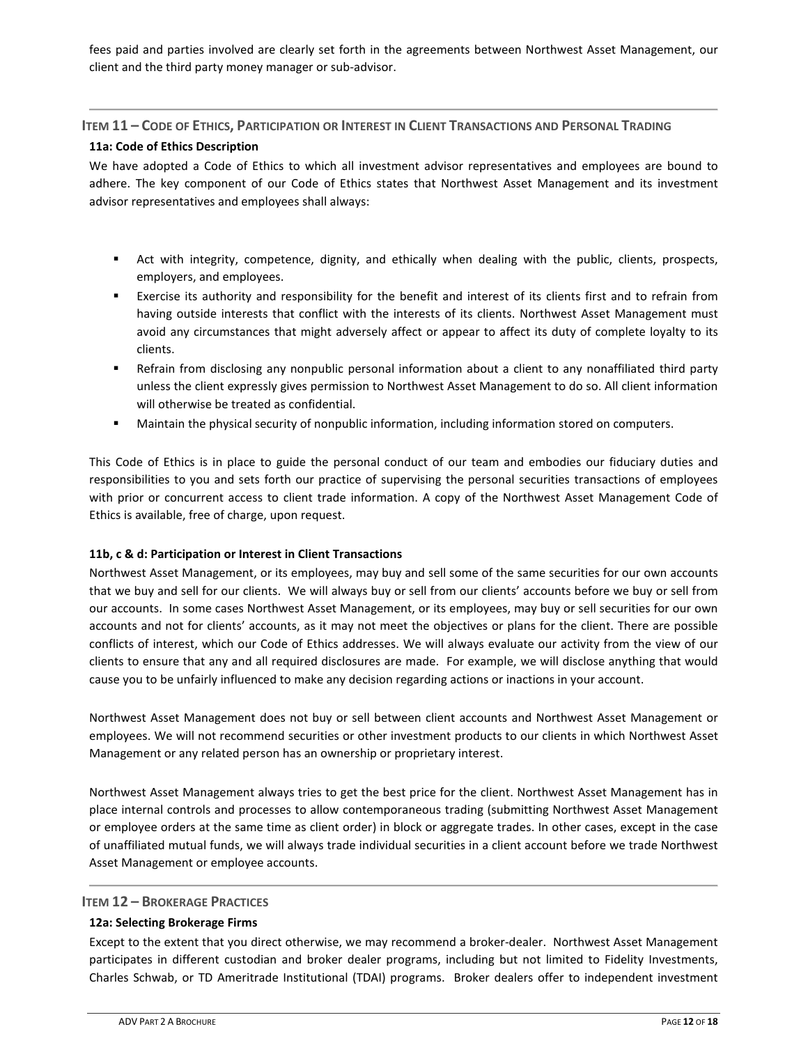fees paid and parties involved are clearly set forth in the agreements between Northwest Asset Management, our client and the third party money manager or sub-advisor.

## Item 11 – Code of Ethics, Participation or Interest in Client Transactions and Personal Trading

### 11a: Code of Ethics Description

We have adopted a Code of Ethics to which all investment advisor representatives and employees are bound to adhere. The key component of our Code of Ethics states that Northwest Asset Management and its investment advisor representatives and employees shall always:

- Act with integrity, competence, dignity, and ethically when dealing with the public, clients, prospects, employers, and employees.
- Exercise its authority and responsibility for the benefit and interest of its clients first and to refrain from having outside interests that conflict with the interests of its clients. Northwest Asset Management must avoid any circumstances that might adversely affect or appear to affect its duty of complete loyalty to its clients.
- Refrain from disclosing any nonpublic personal information about a client to any nonaffiliated third party unless the client expressly gives permission to Northwest Asset Management to do so. All client information will otherwise be treated as confidential.
- Maintain the physical security of nonpublic information, including information stored on computers.

This Code of Ethics is in place to guide the personal conduct of our team and embodies our fiduciary duties and responsibilities to you and sets forth our practice of supervising the personal securities transactions of employees with prior or concurrent access to client trade information. A copy of the Northwest Asset Management Code of Ethics is available, free of charge, upon request.

### 11b, c & d: Participation or Interest in Client Transactions

Northwest Asset Management, or its employees, may buy and sell some of the same securities for our own accounts that we buy and sell for our clients. We will always buy or sell from our clients' accounts before we buy or sell from our accounts. In some cases Northwest Asset Management, or its employees, may buy or sell securities for our own accounts and not for clients' accounts, as it may not meet the objectives or plans for the client. There are possible conflicts of interest, which our Code of Ethics addresses. We will always evaluate our activity from the view of our clients to ensure that any and all required disclosures are made. For example, we will disclose anything that would cause you to be unfairly influenced to make any decision regarding actions or inactions in your account.

Northwest Asset Management does not buy or sell between client accounts and Northwest Asset Management or employees. We will not recommend securities or other investment products to our clients in which Northwest Asset Management or any related person has an ownership or proprietary interest.

Northwest Asset Management always tries to get the best price for the client. Northwest Asset Management has in place internal controls and processes to allow contemporaneous trading (submitting Northwest Asset Management or employee orders at the same time as client order) in block or aggregate trades. In other cases, except in the case of unaffiliated mutual funds, we will always trade individual securities in a client account before we trade Northwest Asset Management or employee accounts.

## Item 12 – Brokerage Practices

### 12a: Selecting Brokerage Firms

Except to the extent that you direct otherwise, we may recommend a broker-dealer. Northwest Asset Management participates in different custodian and broker dealer programs, including but not limited to Fidelity Investments, Charles Schwab, or TD Ameritrade Institutional (TDAI) programs. Broker dealers offer to independent investment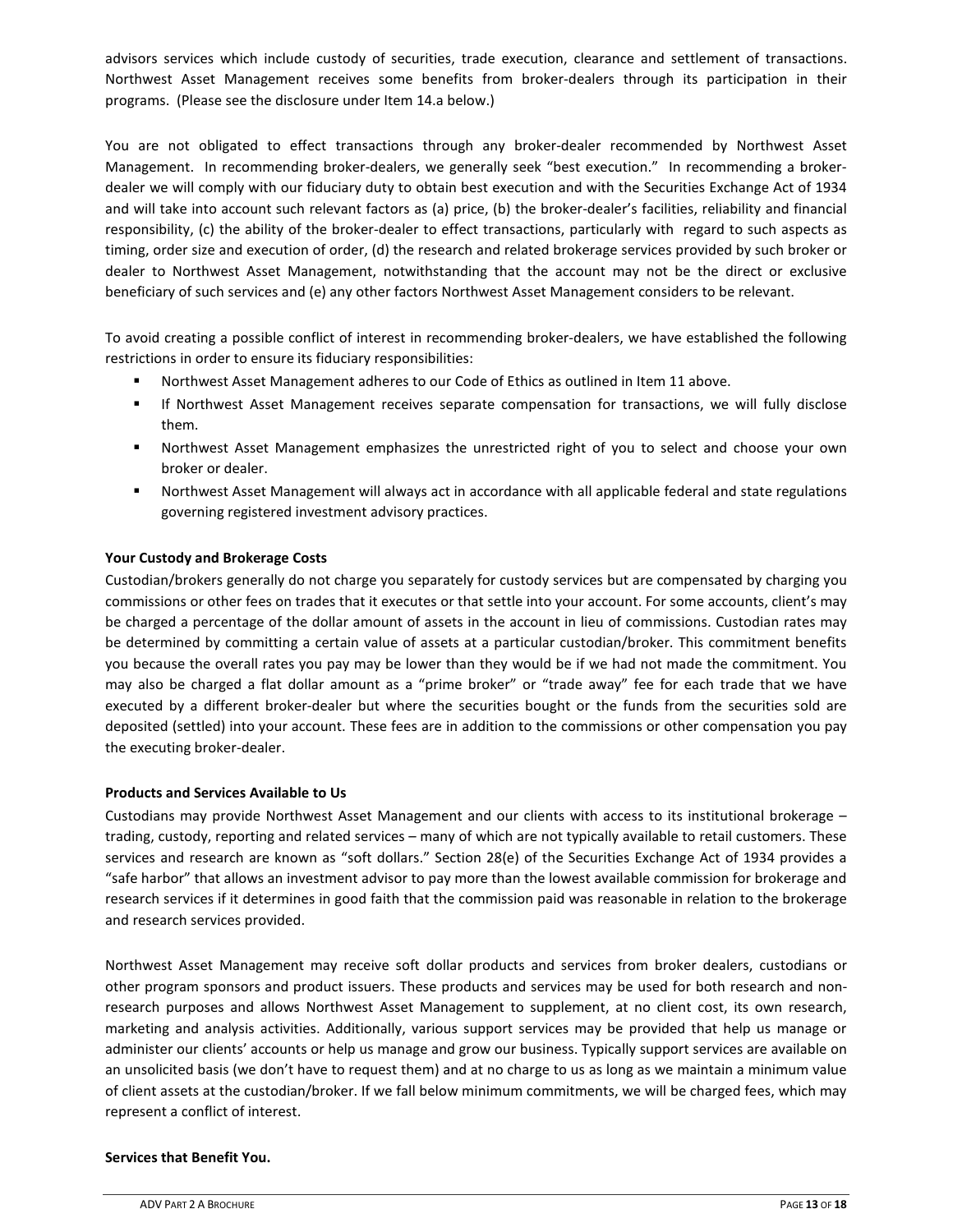advisors services which include custody of securities, trade execution, clearance and settlement of transactions. Northwest Asset Management receives some benefits from broker-dealers through its participation in their programs. (Please see the disclosure under Item 14.a below.)

You are not obligated to effect transactions through any broker-dealer recommended by Northwest Asset Management. In recommending broker-dealers, we generally seek "best execution." In recommending a broker-dealer we will comply with our fiduciary duty to obtain best execution and with the Securities Exchange Act of 1934 and will take into account such relevant factors as (a) price, (b) the broker-dealer's facilities, reliability and financial responsibility, (c) the ability of the broker-dealer to effect transactions, particularly with regard to such aspects as timing, order size and execution of order, (d) the research and related brokerage services provided by such broker or dealer to Northwest Asset Management, notwithstanding that the account may not be the direct or exclusive beneficiary of such services and (e) any other factors Northwest Asset Management considers to be relevant.

To avoid creating a possible conflict of interest in recommending broker-dealers, we have established the following restrictions in order to ensure its fiduciary responsibilities:

- Northwest Asset Management adheres to our Code of Ethics as outlined in Item 11 above.
- If Northwest Asset Management receives separate compensation for transactions, we will fully disclose them.
- Northwest Asset Management emphasizes the unrestricted right of you to select and choose your own broker or dealer.
- Northwest Asset Management will always act in accordance with all applicable federal and state regulations governing registered investment advisory practices.

**Your Custody and Brokerage Costs**

Custodian/brokers generally do not charge you separately for custody services but are compensated by charging you commissions or other fees on trades that it executes or that settle into your account. For some accounts, client's may be charged a percentage of the dollar amount of assets in the account in lieu of commissions. Custodian rates may be determined by committing a certain value of assets at a particular custodian/broker. This commitment benefits you because the overall rates you pay may be lower than they would be if we had not made the commitment. You may also be charged a flat dollar amount as a "prime broker" or "trade away" fee for each trade that we have executed by a different broker-dealer but where the securities bought or the funds from the securities sold are deposited (settled) into your account. These fees are in addition to the commissions or other compensation you pay the executing broker-dealer.

**Products and Services Available to Us**

Custodians may provide Northwest Asset Management and our clients with access to its institutional brokerage – trading, custody, reporting and related services – many of which are not typically available to retail customers. These services and research are known as "soft dollars." Section 28(e) of the Securities Exchange Act of 1934 provides a "safe harbor" that allows an investment advisor to pay more than the lowest available commission for brokerage and research services if it determines in good faith that the commission paid was reasonable in relation to the brokerage and research services provided.

Northwest Asset Management may receive soft dollar products and services from broker dealers, custodians or other program sponsors and product issuers. These products and services may be used for both research and non-research purposes and allows Northwest Asset Management to supplement, at no client cost, its own research, marketing and analysis activities. Additionally, various support services may be provided that help us manage or administer our clients' accounts or help us manage and grow our business. Typically support services are available on an unsolicited basis (we don't have to request them) and at no charge to us as long as we maintain a minimum value of client assets at the custodian/broker. If we fall below minimum commitments, we will be charged fees, which may represent a conflict of interest.

**Services that Benefit You.**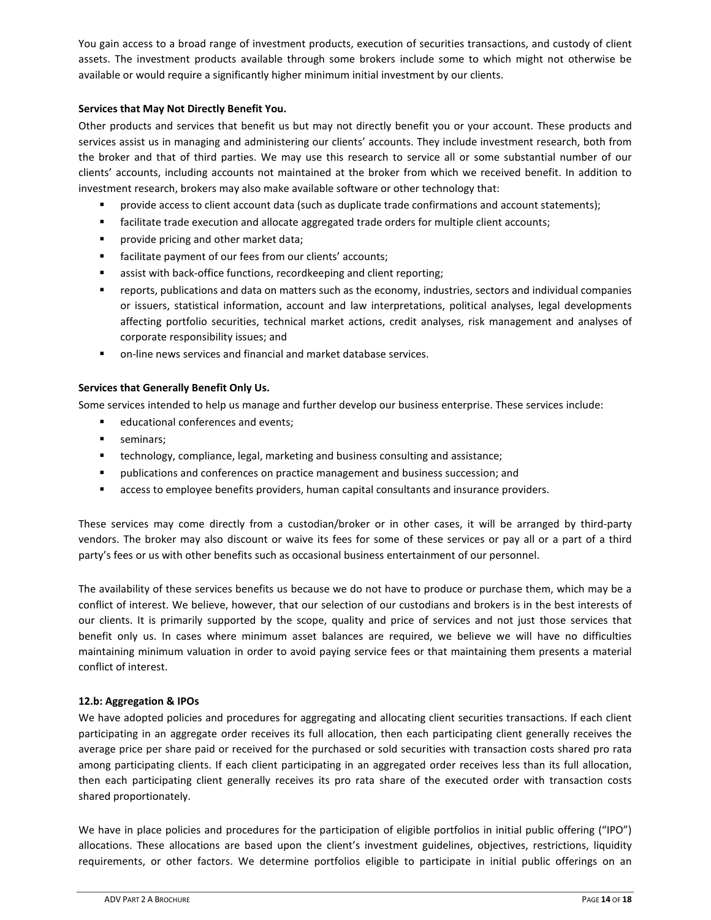You gain access to a broad range of investment products, execution of securities transactions, and custody of client assets. The investment products available through some brokers include some to which might not otherwise be available or would require a significantly higher minimum initial investment by our clients.

**Services that May Not Directly Benefit You.**

Other products and services that benefit us but may not directly benefit you or your account. These products and services assist us in managing and administering our clients' accounts. They include investment research, both from the broker and that of third parties. We may use this research to service all or some substantial number of our clients' accounts, including accounts not maintained at the broker from which we received benefit. In addition to investment research, brokers may also make available software or other technology that:

- provide access to client account data (such as duplicate trade confirmations and account statements);
- facilitate trade execution and allocate aggregated trade orders for multiple client accounts;
- provide pricing and other market data;
- facilitate payment of our fees from our clients' accounts;
- assist with back-office functions, recordkeeping and client reporting;
- reports, publications and data on matters such as the economy, industries, sectors and individual companies or issuers, statistical information, account and law interpretations, political analyses, legal developments affecting portfolio securities, technical market actions, credit analyses, risk management and analyses of corporate responsibility issues; and
- on-line news services and financial and market database services.

**Services that Generally Benefit Only Us.**

Some services intended to help us manage and further develop our business enterprise. These services include:

- educational conferences and events;
- seminars;
- technology, compliance, legal, marketing and business consulting and assistance;
- publications and conferences on practice management and business succession; and
- access to employee benefits providers, human capital consultants and insurance providers.

These services may come directly from a custodian/broker or in other cases, it will be arranged by third-party vendors. The broker may also discount or waive its fees for some of these services or pay all or a part of a third party's fees or us with other benefits such as occasional business entertainment of our personnel.

The availability of these services benefits us because we do not have to produce or purchase them, which may be a conflict of interest. We believe, however, that our selection of our custodians and brokers is in the best interests of our clients. It is primarily supported by the scope, quality and price of services and not just those services that benefit only us. In cases where minimum asset balances are required, we believe we will have no difficulties maintaining minimum valuation in order to avoid paying service fees or that maintaining them presents a material conflict of interest.

**12.b: Aggregation & IPOs**

We have adopted policies and procedures for aggregating and allocating client securities transactions. If each client participating in an aggregate order receives its full allocation, then each participating client generally receives the average price per share paid or received for the purchased or sold securities with transaction costs shared pro rata among participating clients. If each client participating in an aggregated order receives less than its full allocation, then each participating client generally receives its pro rata share of the executed order with transaction costs shared proportionately.

We have in place policies and procedures for the participation of eligible portfolios in initial public offering ("IPO") allocations. These allocations are based upon the client's investment guidelines, objectives, restrictions, liquidity requirements, or other factors. We determine portfolios eligible to participate in initial public offerings on an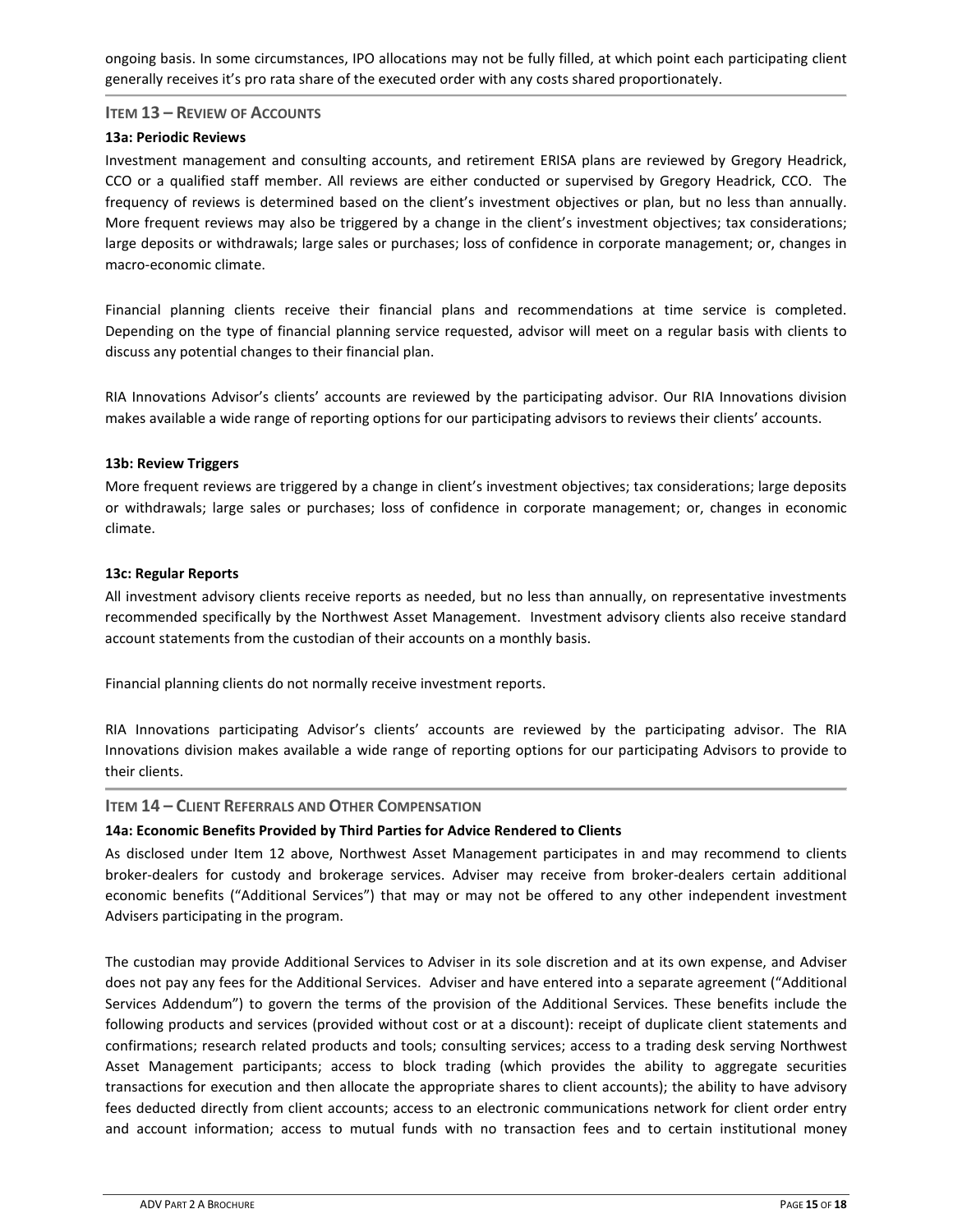ongoing basis. In some circumstances, IPO allocations may not be fully filled, at which point each participating client generally receives it's pro rata share of the executed order with any costs shared proportionately.

## Item 13 – Review of Accounts

### 13a: Periodic Reviews

Investment management and consulting accounts, and retirement ERISA plans are reviewed by Gregory Headrick, CCO or a qualified staff member. All reviews are either conducted or supervised by Gregory Headrick, CCO. The frequency of reviews is determined based on the client's investment objectives or plan, but no less than annually. More frequent reviews may also be triggered by a change in the client's investment objectives; tax considerations; large deposits or withdrawals; large sales or purchases; loss of confidence in corporate management; or, changes in macro-economic climate.

Financial planning clients receive their financial plans and recommendations at time service is completed. Depending on the type of financial planning service requested, advisor will meet on a regular basis with clients to discuss any potential changes to their financial plan.

RIA Innovations Advisor's clients' accounts are reviewed by the participating advisor. Our RIA Innovations division makes available a wide range of reporting options for our participating advisors to reviews their clients' accounts.

### 13b: Review Triggers

More frequent reviews are triggered by a change in client's investment objectives; tax considerations; large deposits or withdrawals; large sales or purchases; loss of confidence in corporate management; or, changes in economic climate.

### 13c: Regular Reports

All investment advisory clients receive reports as needed, but no less than annually, on representative investments recommended specifically by the Northwest Asset Management. Investment advisory clients also receive standard account statements from the custodian of their accounts on a monthly basis.

Financial planning clients do not normally receive investment reports.

RIA Innovations participating Advisor's clients' accounts are reviewed by the participating advisor. The RIA Innovations division makes available a wide range of reporting options for our participating Advisors to provide to their clients.

## Item 14 – Client Referrals and Other Compensation

### 14a: Economic Benefits Provided by Third Parties for Advice Rendered to Clients

As disclosed under Item 12 above, Northwest Asset Management participates in and may recommend to clients broker-dealers for custody and brokerage services. Adviser may receive from broker-dealers certain additional economic benefits ("Additional Services") that may or may not be offered to any other independent investment Advisers participating in the program.

The custodian may provide Additional Services to Adviser in its sole discretion and at its own expense, and Adviser does not pay any fees for the Additional Services. Adviser and have entered into a separate agreement ("Additional Services Addendum") to govern the terms of the provision of the Additional Services. These benefits include the following products and services (provided without cost or at a discount): receipt of duplicate client statements and confirmations; research related products and tools; consulting services; access to a trading desk serving Northwest Asset Management participants; access to block trading (which provides the ability to aggregate securities transactions for execution and then allocate the appropriate shares to client accounts); the ability to have advisory fees deducted directly from client accounts; access to an electronic communications network for client order entry and account information; access to mutual funds with no transaction fees and to certain institutional money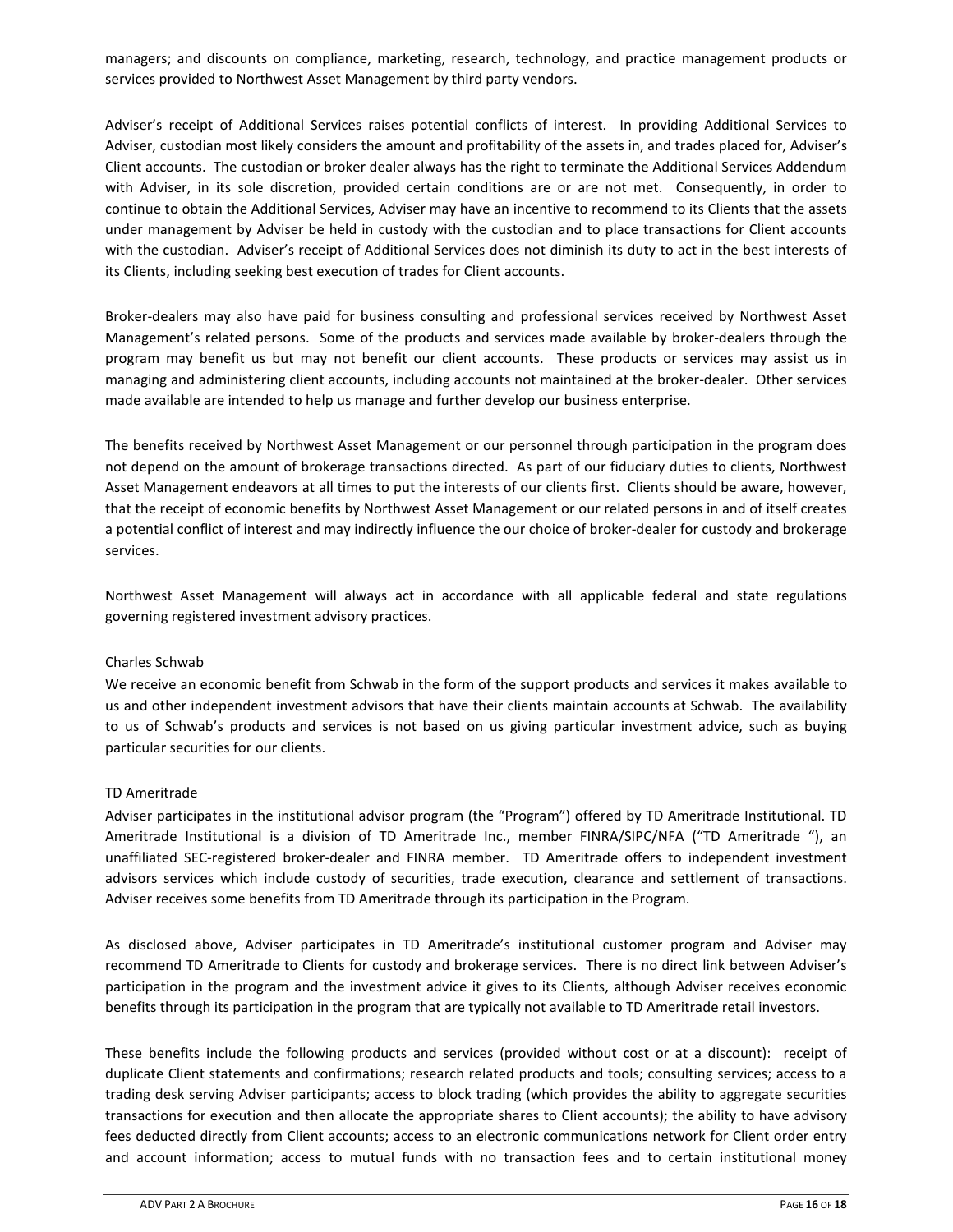managers; and discounts on compliance, marketing, research, technology, and practice management products or services provided to Northwest Asset Management by third party vendors.

Adviser's receipt of Additional Services raises potential conflicts of interest. In providing Additional Services to Adviser, custodian most likely considers the amount and profitability of the assets in, and trades placed for, Adviser's Client accounts. The custodian or broker dealer always has the right to terminate the Additional Services Addendum with Adviser, in its sole discretion, provided certain conditions are or are not met. Consequently, in order to continue to obtain the Additional Services, Adviser may have an incentive to recommend to its Clients that the assets under management by Adviser be held in custody with the custodian and to place transactions for Client accounts with the custodian. Adviser's receipt of Additional Services does not diminish its duty to act in the best interests of its Clients, including seeking best execution of trades for Client accounts.

Broker-dealers may also have paid for business consulting and professional services received by Northwest Asset Management's related persons. Some of the products and services made available by broker-dealers through the program may benefit us but may not benefit our client accounts. These products or services may assist us in managing and administering client accounts, including accounts not maintained at the broker-dealer. Other services made available are intended to help us manage and further develop our business enterprise.

The benefits received by Northwest Asset Management or our personnel through participation in the program does not depend on the amount of brokerage transactions directed. As part of our fiduciary duties to clients, Northwest Asset Management endeavors at all times to put the interests of our clients first. Clients should be aware, however, that the receipt of economic benefits by Northwest Asset Management or our related persons in and of itself creates a potential conflict of interest and may indirectly influence the our choice of broker-dealer for custody and brokerage services.

Northwest Asset Management will always act in accordance with all applicable federal and state regulations governing registered investment advisory practices.

Charles Schwab

We receive an economic benefit from Schwab in the form of the support products and services it makes available to us and other independent investment advisors that have their clients maintain accounts at Schwab. The availability to us of Schwab's products and services is not based on us giving particular investment advice, such as buying particular securities for our clients.

TD Ameritrade

Adviser participates in the institutional advisor program (the "Program") offered by TD Ameritrade Institutional. TD Ameritrade Institutional is a division of TD Ameritrade Inc., member FINRA/SIPC/NFA ("TD Ameritrade "), an unaffiliated SEC-registered broker-dealer and FINRA member. TD Ameritrade offers to independent investment advisors services which include custody of securities, trade execution, clearance and settlement of transactions. Adviser receives some benefits from TD Ameritrade through its participation in the Program.

As disclosed above, Adviser participates in TD Ameritrade's institutional customer program and Adviser may recommend TD Ameritrade to Clients for custody and brokerage services. There is no direct link between Adviser's participation in the program and the investment advice it gives to its Clients, although Adviser receives economic benefits through its participation in the program that are typically not available to TD Ameritrade retail investors.

These benefits include the following products and services (provided without cost or at a discount): receipt of duplicate Client statements and confirmations; research related products and tools; consulting services; access to a trading desk serving Adviser participants; access to block trading (which provides the ability to aggregate securities transactions for execution and then allocate the appropriate shares to Client accounts); the ability to have advisory fees deducted directly from Client accounts; access to an electronic communications network for Client order entry and account information; access to mutual funds with no transaction fees and to certain institutional money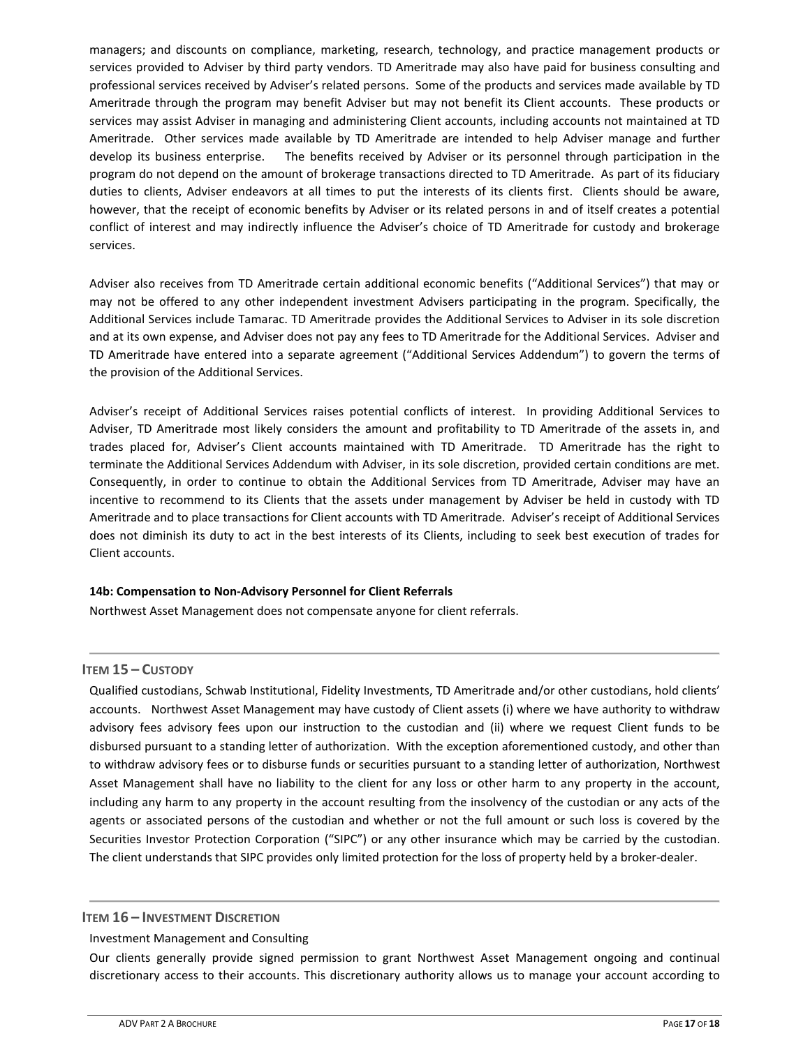managers; and discounts on compliance, marketing, research, technology, and practice management products or services provided to Adviser by third party vendors. TD Ameritrade may also have paid for business consulting and professional services received by Adviser's related persons. Some of the products and services made available by TD Ameritrade through the program may benefit Adviser but may not benefit its Client accounts. These products or services may assist Adviser in managing and administering Client accounts, including accounts not maintained at TD Ameritrade. Other services made available by TD Ameritrade are intended to help Adviser manage and further develop its business enterprise. The benefits received by Adviser or its personnel through participation in the program do not depend on the amount of brokerage transactions directed to TD Ameritrade. As part of its fiduciary duties to clients, Adviser endeavors at all times to put the interests of its clients first. Clients should be aware, however, that the receipt of economic benefits by Adviser or its related persons in and of itself creates a potential conflict of interest and may indirectly influence the Adviser's choice of TD Ameritrade for custody and brokerage services.

Adviser also receives from TD Ameritrade certain additional economic benefits ("Additional Services") that may or may not be offered to any other independent investment Advisers participating in the program. Specifically, the Additional Services include Tamarac. TD Ameritrade provides the Additional Services to Adviser in its sole discretion and at its own expense, and Adviser does not pay any fees to TD Ameritrade for the Additional Services. Adviser and TD Ameritrade have entered into a separate agreement ("Additional Services Addendum") to govern the terms of the provision of the Additional Services.

Adviser's receipt of Additional Services raises potential conflicts of interest. In providing Additional Services to Adviser, TD Ameritrade most likely considers the amount and profitability to TD Ameritrade of the assets in, and trades placed for, Adviser's Client accounts maintained with TD Ameritrade. TD Ameritrade has the right to terminate the Additional Services Addendum with Adviser, in its sole discretion, provided certain conditions are met. Consequently, in order to continue to obtain the Additional Services from TD Ameritrade, Adviser may have an incentive to recommend to its Clients that the assets under management by Adviser be held in custody with TD Ameritrade and to place transactions for Client accounts with TD Ameritrade. Adviser's receipt of Additional Services does not diminish its duty to act in the best interests of its Clients, including to seek best execution of trades for Client accounts.

**14b: Compensation to Non-Advisory Personnel for Client Referrals**

Northwest Asset Management does not compensate anyone for client referrals.

## ITEM 15 – CUSTODY

Qualified custodians, Schwab Institutional, Fidelity Investments, TD Ameritrade and/or other custodians, hold clients' accounts. Northwest Asset Management may have custody of Client assets (i) where we have authority to withdraw advisory fees advisory fees upon our instruction to the custodian and (ii) where we request Client funds to be disbursed pursuant to a standing letter of authorization. With the exception aforementioned custody, and other than to withdraw advisory fees or to disburse funds or securities pursuant to a standing letter of authorization, Northwest Asset Management shall have no liability to the client for any loss or other harm to any property in the account, including any harm to any property in the account resulting from the insolvency of the custodian or any acts of the agents or associated persons of the custodian and whether or not the full amount or such loss is covered by the Securities Investor Protection Corporation ("SIPC") or any other insurance which may be carried by the custodian. The client understands that SIPC provides only limited protection for the loss of property held by a broker-dealer.

## ITEM 16 – INVESTMENT DISCRETION

Investment Management and Consulting

Our clients generally provide signed permission to grant Northwest Asset Management ongoing and continual discretionary access to their accounts. This discretionary authority allows us to manage your account according to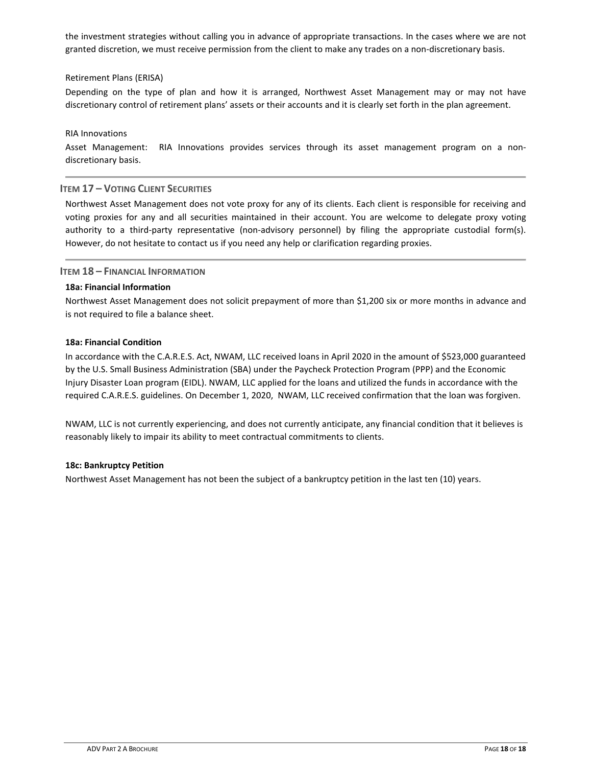the investment strategies without calling you in advance of appropriate transactions. In the cases where we are not granted discretion, we must receive permission from the client to make any trades on a non-discretionary basis.

Retirement Plans (ERISA)

Depending on the type of plan and how it is arranged, Northwest Asset Management may or may not have discretionary control of retirement plans' assets or their accounts and it is clearly set forth in the plan agreement.

RIA Innovations

Asset Management: RIA Innovations provides services through its asset management program on a non-discretionary basis.

## ITEM 17 – VOTING CLIENT SECURITIES

Northwest Asset Management does not vote proxy for any of its clients. Each client is responsible for receiving and voting proxies for any and all securities maintained in their account. You are welcome to delegate proxy voting authority to a third-party representative (non-advisory personnel) by filing the appropriate custodial form(s). However, do not hesitate to contact us if you need any help or clarification regarding proxies.

## ITEM 18 – FINANCIAL INFORMATION

**18a: Financial Information**

Northwest Asset Management does not solicit prepayment of more than $1,200 six or more months in advance and is not required to file a balance sheet.

**18a: Financial Condition**

In accordance with the C.A.R.E.S. Act, NWAM, LLC received loans in April 2020 in the amount of $523,000 guaranteed by the U.S. Small Business Administration (SBA) under the Paycheck Protection Program (PPP) and the Economic Injury Disaster Loan program (EIDL). NWAM, LLC applied for the loans and utilized the funds in accordance with the required C.A.R.E.S. guidelines. On December 1, 2020, NWAM, LLC received confirmation that the loan was forgiven.

NWAM, LLC is not currently experiencing, and does not currently anticipate, any financial condition that it believes is reasonably likely to impair its ability to meet contractual commitments to clients.

**18c: Bankruptcy Petition**

Northwest Asset Management has not been the subject of a bankruptcy petition in the last ten (10) years.